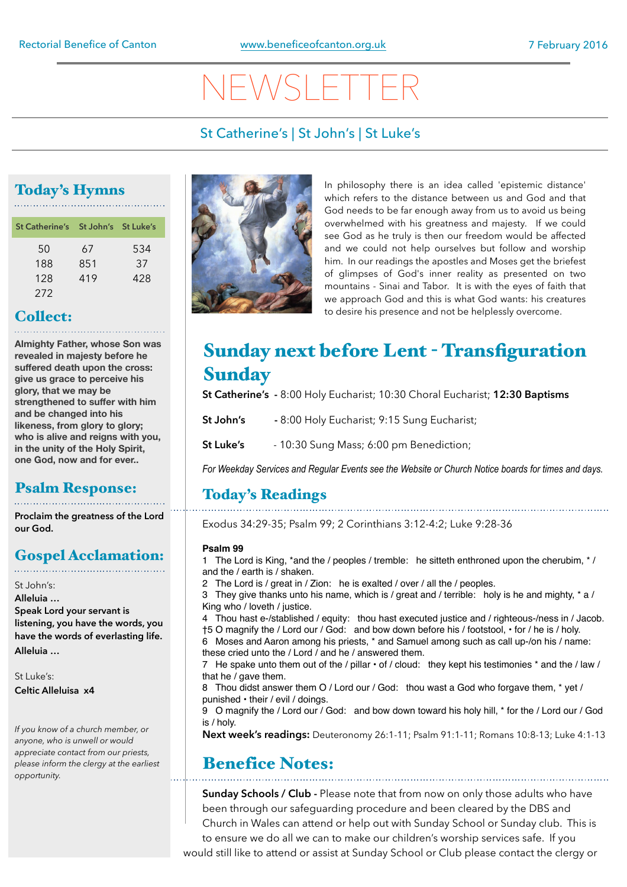Rectorial Benefice of Canton | www.beneficeofcanton.org.uk | 7 February 2016

# NEWSLETTER

St Catherine's | St John's | St Luke's

## Today's Hymns

| St Catherine's | St John's | St Luke's |
|---|---|---|
| 50 | 67 | 534 |
| 188 | 851 | 37 |
| 128 | 419 | 428 |
| 272 | | |

## Collect:

**Almighty Father, whose Son was revealed in majesty before he suffered death upon the cross: give us grace to perceive his glory, that we may be strengthened to suffer with him and be changed into his likeness, from glory to glory; who is alive and reigns with you, in the unity of the Holy Spirit, one God, now and for ever..**

## Psalm Response:

**Proclaim the greatness of the Lord our God.**

## Gospel Acclamation:

St John's:

**Alleluia …**

**Speak Lord your servant is listening, you have the words, you have the words of everlasting life.**

**Alleluia …**

St Luke's:

**Celtic Alleluisa x4**

*If you know of a church member, or anyone, who is unwell or would appreciate contact from our priests, please inform the clergy at the earliest opportunity.*

In philosophy there is an idea called 'epistemic distance' which refers to the distance between us and God and that God needs to be far enough away from us to avoid us being overwhelmed with his greatness and majesty. If we could see God as he truly is then our freedom would be affected and we could not help ourselves but follow and worship him. In our readings the apostles and Moses get the briefest of glimpses of God's inner reality as presented on two mountains - Sinai and Tabor. It is with the eyes of faith that we approach God and this is what God wants: his creatures to desire his presence and not be helplessly overcome.

## Sunday next before Lent - Transfiguration Sunday

**St Catherine's** - 8:00 Holy Eucharist; 10:30 Choral Eucharist; **12:30 Baptisms**

**St John's** - 8:00 Holy Eucharist; 9:15 Sung Eucharist;

**St Luke's** - 10:30 Sung Mass; 6:00 pm Benediction;

*For Weekday Services and Regular Events see the Website or Church Notice boards for times and days.*

## Today's Readings

Exodus 34:29-35; Psalm 99; 2 Corinthians 3:12-4:2; Luke 9:28-36

**Psalm 99**

1 The Lord is King, *and the / peoples / tremble: he sitteth enthroned upon the cherubim, * / and the / earth is / shaken.

2 The Lord is / great in / Zion: he is exalted / over / all the / peoples.

3 They give thanks unto his name, which is / great and / terrible: holy is he and mighty, * a / King who / loveth / justice.

4 Thou hast e-/stablished / equity: thou hast executed justice and / righteous-/ness in / Jacob.

†5 O magnify the / Lord our / God: and bow down before his / footstool, • for / he is / holy.

6 Moses and Aaron among his priests, * and Samuel among such as call up-/on his / name: these cried unto the / Lord / and he / answered them.

7 He spake unto them out of the / pillar • of / cloud: they kept his testimonies * and the / law / that he / gave them.

8 Thou didst answer them O / Lord our / God: thou wast a God who forgave them, * yet / punished • their / evil / doings.

9 O magnify the / Lord our / God: and bow down toward his holy hill, * for the / Lord our / God is / holy.

**Next week's readings:** Deuteronomy 26:1-11; Psalm 91:1-11; Romans 10:8-13; Luke 4:1-13

## Benefice Notes:

**Sunday Schools / Club -** Please note that from now on only those adults who have been through our safeguarding procedure and been cleared by the DBS and Church in Wales can attend or help out with Sunday School or Sunday club. This is to ensure we do all we can to make our children's worship services safe. If you would still like to attend or assist at Sunday School or Club please contact the clergy or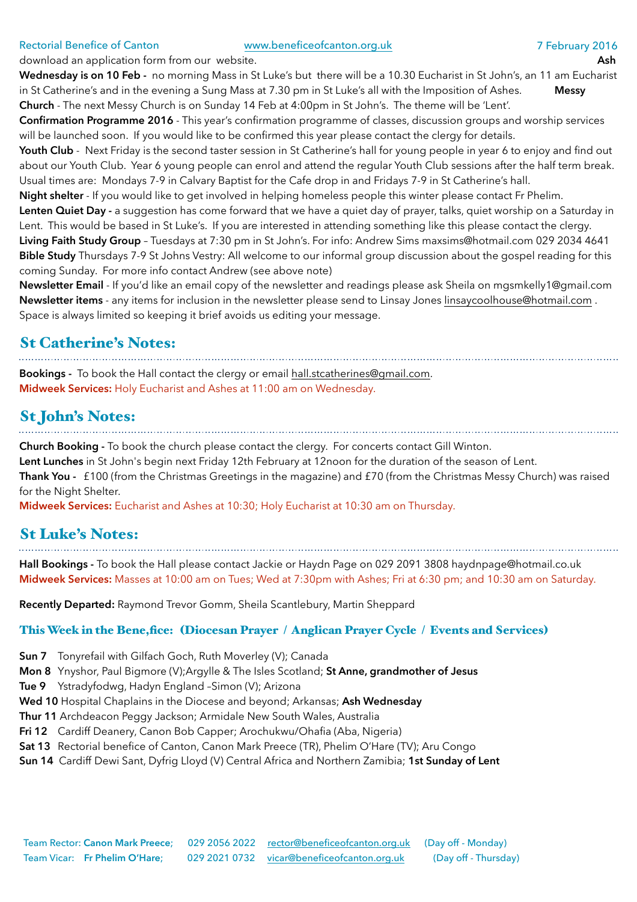download an application form from our website.

**Ash Wednesday is on 10 Feb -** no morning Mass in St Luke's but there will be a 10.30 Eucharist in St John's, an 11 am Eucharist in St Catherine's and in the evening a Sung Mass at 7.30 pm in St Luke's all with the Imposition of Ashes.

**Messy Church** - The next Messy Church is on Sunday 14 Feb at 4:00pm in St John's. The theme will be 'Lent'.

**Confirmation Programme 2016** - This year's confirmation programme of classes, discussion groups and worship services will be launched soon. If you would like to be confirmed this year please contact the clergy for details.

**Youth Club** - Next Friday is the second taster session in St Catherine's hall for young people in year 6 to enjoy and find out about our Youth Club. Year 6 young people can enrol and attend the regular Youth Club sessions after the half term break. Usual times are: Mondays 7-9 in Calvary Baptist for the Cafe drop in and Fridays 7-9 in St Catherine's hall.

**Night shelter** - If you would like to get involved in helping homeless people this winter please contact Fr Phelim.

**Lenten Quiet Day -** a suggestion has come forward that we have a quiet day of prayer, talks, quiet worship on a Saturday in Lent. This would be based in St Luke's. If you are interested in attending something like this please contact the clergy.

**Living Faith Study Group** – Tuesdays at 7:30 pm in St John's. For info: Andrew Sims maxsims@hotmail.com 029 2034 4641

**Bible Study** Thursdays 7-9 St Johns Vestry: All welcome to our informal group discussion about the gospel reading for this coming Sunday. For more info contact Andrew (see above note)

**Newsletter Email** - If you'd like an email copy of the newsletter and readings please ask Sheila on mgsmkelly1@gmail.com

**Newsletter items** - any items for inclusion in the newsletter please send to Linsay Jones linsaycoolhouse@hotmail.com . Space is always limited so keeping it brief avoids us editing your message.

## St Catherine's Notes:

**Bookings -** To book the Hall contact the clergy or email hall.stcatherines@gmail.com.

**Midweek Services:** Holy Eucharist and Ashes at 11:00 am on Wednesday.

## St John's Notes:

**Church Booking -** To book the church please contact the clergy. For concerts contact Gill Winton.

**Lent Lunches** in St John's begin next Friday 12th February at 12noon for the duration of the season of Lent.

**Thank You -** £100 (from the Christmas Greetings in the magazine) and £70 (from the Christmas Messy Church) was raised for the Night Shelter.

**Midweek Services:** Eucharist and Ashes at 10:30; Holy Eucharist at 10:30 am on Thursday.

## St Luke's Notes:

**Hall Bookings -** To book the Hall please contact Jackie or Haydn Page on 029 2091 3808 haydnpage@hotmail.co.uk

**Midweek Services:** Masses at 10:00 am on Tues; Wed at 7:30pm with Ashes; Fri at 6:30 pm; and 10:30 am on Saturday.

**Recently Departed:** Raymond Trevor Gomm, Sheila Scantlebury, Martin Sheppard

### This Week in the Bene,fice: (Diocesan Prayer / Anglican Prayer Cycle / Events and Services)

**Sun 7** Tonyrefail with Gilfach Goch, Ruth Moverley (V); Canada
**Mon 8** Ynyshor, Paul Bigmore (V);Argylle & The Isles Scotland; **St Anne, grandmother of Jesus**
**Tue 9** Ystradyfodwg, Hadyn England –Simon (V); Arizona
**Wed 10** Hospital Chaplains in the Diocese and beyond; Arkansas; **Ash Wednesday**
**Thur 11** Archdeacon Peggy Jackson; Armidale New South Wales, Australia
**Fri 12** Cardiff Deanery, Canon Bob Capper; Arochukwu/Ohafia (Aba, Nigeria)
**Sat 13** Rectorial benefice of Canton, Canon Mark Preece (TR), Phelim O'Hare (TV); Aru Congo
**Sun 14** Cardiff Dewi Sant, Dyfrig Lloyd (V) Central Africa and Northern Zamibia; **1st Sunday of Lent**

Team Rector: **Canon Mark Preece;** 029 2056 2022 rector@beneficeofcanton.org.uk (Day off - Monday)
Team Vicar: **Fr Phelim O'Hare;** 029 2021 0732 vicar@beneficeofcanton.org.uk (Day off - Thursday)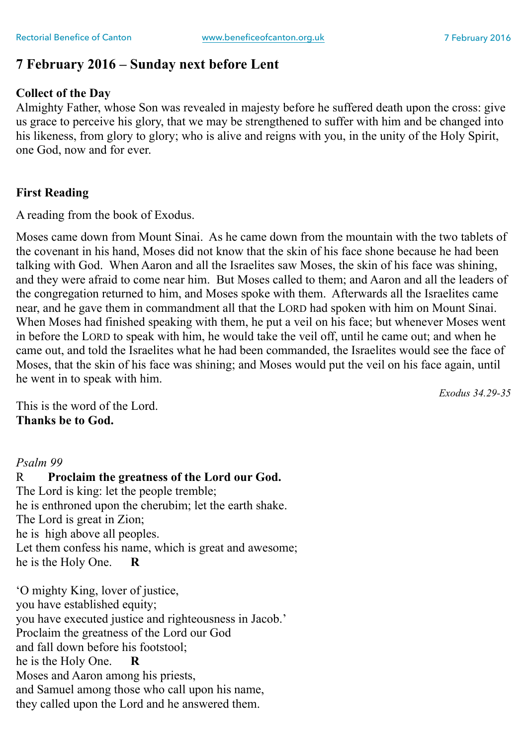## 7 February 2016 – Sunday next before Lent

**Collect of the Day**
Almighty Father, whose Son was revealed in majesty before he suffered death upon the cross: give us grace to perceive his glory, that we may be strengthened to suffer with him and be changed into his likeness, from glory to glory; who is alive and reigns with you, in the unity of the Holy Spirit, one God, now and for ever.

**First Reading**

A reading from the book of Exodus.

Moses came down from Mount Sinai. As he came down from the mountain with the two tablets of the covenant in his hand, Moses did not know that the skin of his face shone because he had been talking with God. When Aaron and all the Israelites saw Moses, the skin of his face was shining, and they were afraid to come near him. But Moses called to them; and Aaron and all the leaders of the congregation returned to him, and Moses spoke with them. Afterwards all the Israelites came near, and he gave them in commandment all that the LORD had spoken with him on Mount Sinai. When Moses had finished speaking with them, he put a veil on his face; but whenever Moses went in before the LORD to speak with him, he would take the veil off, until he came out; and when he came out, and told the Israelites what he had been commanded, the Israelites would see the face of Moses, that the skin of his face was shining; and Moses would put the veil on his face again, until he went in to speak with him.

*Exodus 34.29-35*

This is the word of the Lord.
**Thanks be to God.**

*Psalm 99*
R **Proclaim the greatness of the Lord our God.**
The Lord is king: let the people tremble;
he is enthroned upon the cherubim; let the earth shake.
The Lord is great in Zion;
he is high above all peoples.
Let them confess his name, which is great and awesome;
he is the Holy One. **R**

'O mighty King, lover of justice,
you have established equity;
you have executed justice and righteousness in Jacob.'
Proclaim the greatness of the Lord our God
and fall down before his footstool;
he is the Holy One. **R**
Moses and Aaron among his priests,
and Samuel among those who call upon his name,
they called upon the Lord and he answered them.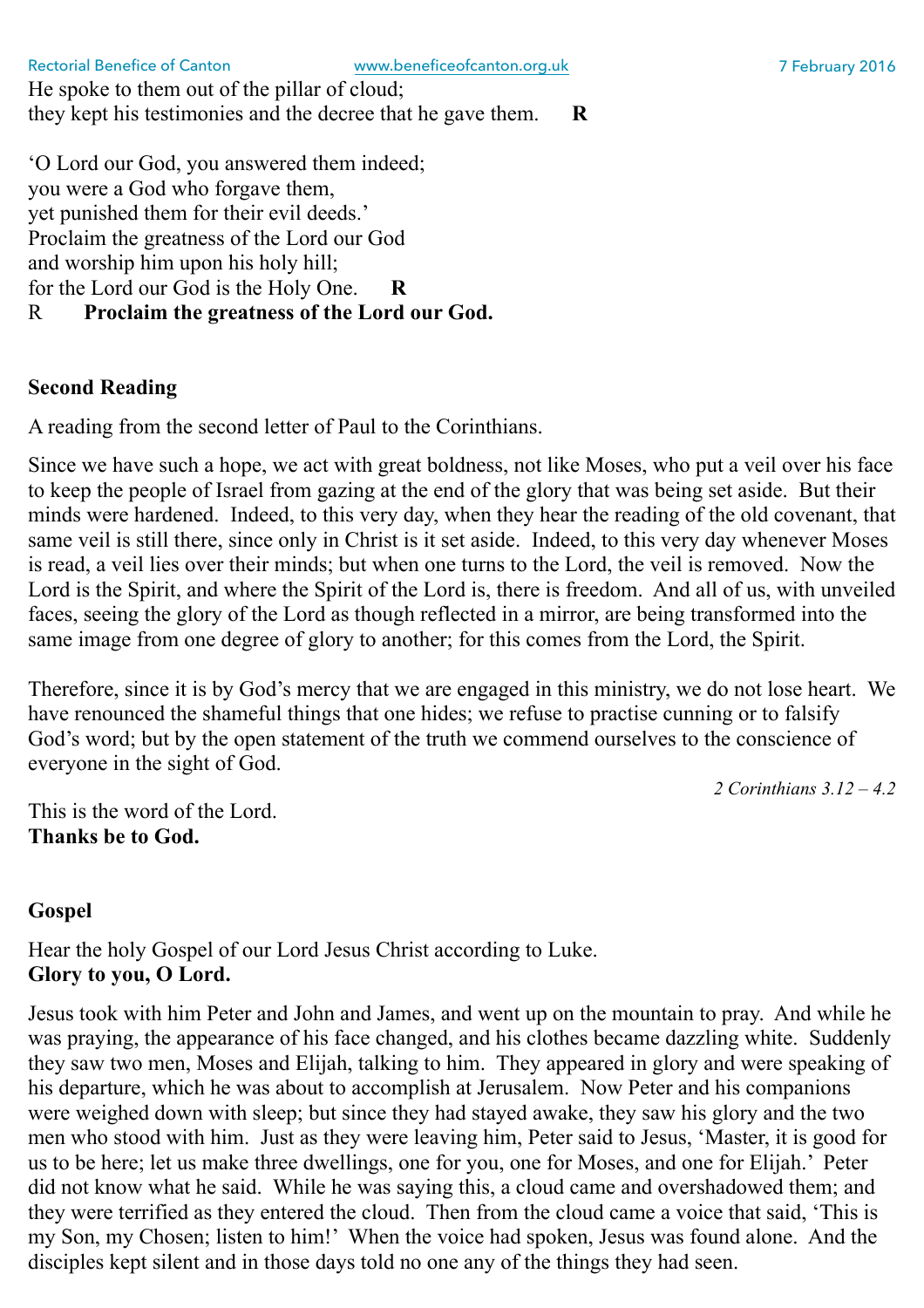He spoke to them out of the pillar of cloud;
they kept his testimonies and the decree that he gave them. **R**

'O Lord our God, you answered them indeed;
you were a God who forgave them,
yet punished them for their evil deeds.'
Proclaim the greatness of the Lord our God
and worship him upon his holy hill;
for the Lord our God is the Holy One. **R**
R **Proclaim the greatness of the Lord our God.**

**Second Reading**

A reading from the second letter of Paul to the Corinthians.

Since we have such a hope, we act with great boldness, not like Moses, who put a veil over his face to keep the people of Israel from gazing at the end of the glory that was being set aside. But their minds were hardened. Indeed, to this very day, when they hear the reading of the old covenant, that same veil is still there, since only in Christ is it set aside. Indeed, to this very day whenever Moses is read, a veil lies over their minds; but when one turns to the Lord, the veil is removed. Now the Lord is the Spirit, and where the Spirit of the Lord is, there is freedom. And all of us, with unveiled faces, seeing the glory of the Lord as though reflected in a mirror, are being transformed into the same image from one degree of glory to another; for this comes from the Lord, the Spirit.

Therefore, since it is by God's mercy that we are engaged in this ministry, we do not lose heart. We have renounced the shameful things that one hides; we refuse to practise cunning or to falsify God's word; but by the open statement of the truth we commend ourselves to the conscience of everyone in the sight of God.

*2 Corinthians 3.12 – 4.2*

This is the word of the Lord.
**Thanks be to God.**

**Gospel**

Hear the holy Gospel of our Lord Jesus Christ according to Luke.
**Glory to you, O Lord.**

Jesus took with him Peter and John and James, and went up on the mountain to pray. And while he was praying, the appearance of his face changed, and his clothes became dazzling white. Suddenly they saw two men, Moses and Elijah, talking to him. They appeared in glory and were speaking of his departure, which he was about to accomplish at Jerusalem. Now Peter and his companions were weighed down with sleep; but since they had stayed awake, they saw his glory and the two men who stood with him. Just as they were leaving him, Peter said to Jesus, 'Master, it is good for us to be here; let us make three dwellings, one for you, one for Moses, and one for Elijah.' Peter did not know what he said. While he was saying this, a cloud came and overshadowed them; and they were terrified as they entered the cloud. Then from the cloud came a voice that said, 'This is my Son, my Chosen; listen to him!' When the voice had spoken, Jesus was found alone. And the disciples kept silent and in those days told no one any of the things they had seen.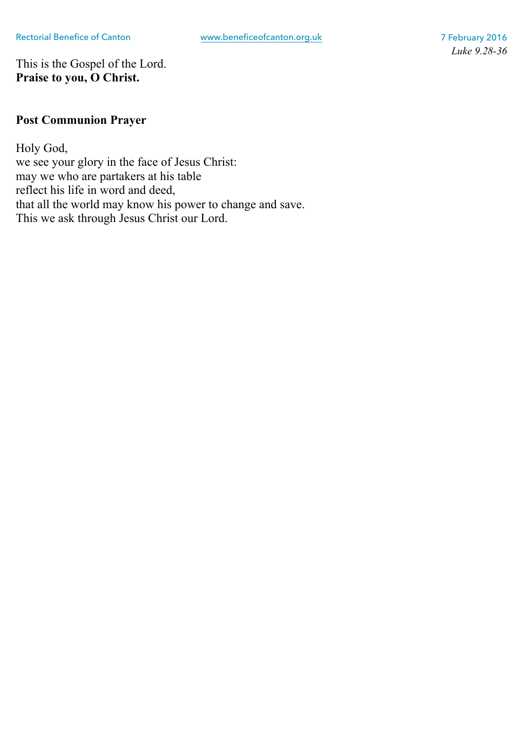This is the Gospel of the Lord.
**Praise to you, O Christ.**

## Post Communion Prayer

Holy God,
we see your glory in the face of Jesus Christ:
may we who are partakers at his table
reflect his life in word and deed,
that all the world may know his power to change and save.
This we ask through Jesus Christ our Lord.